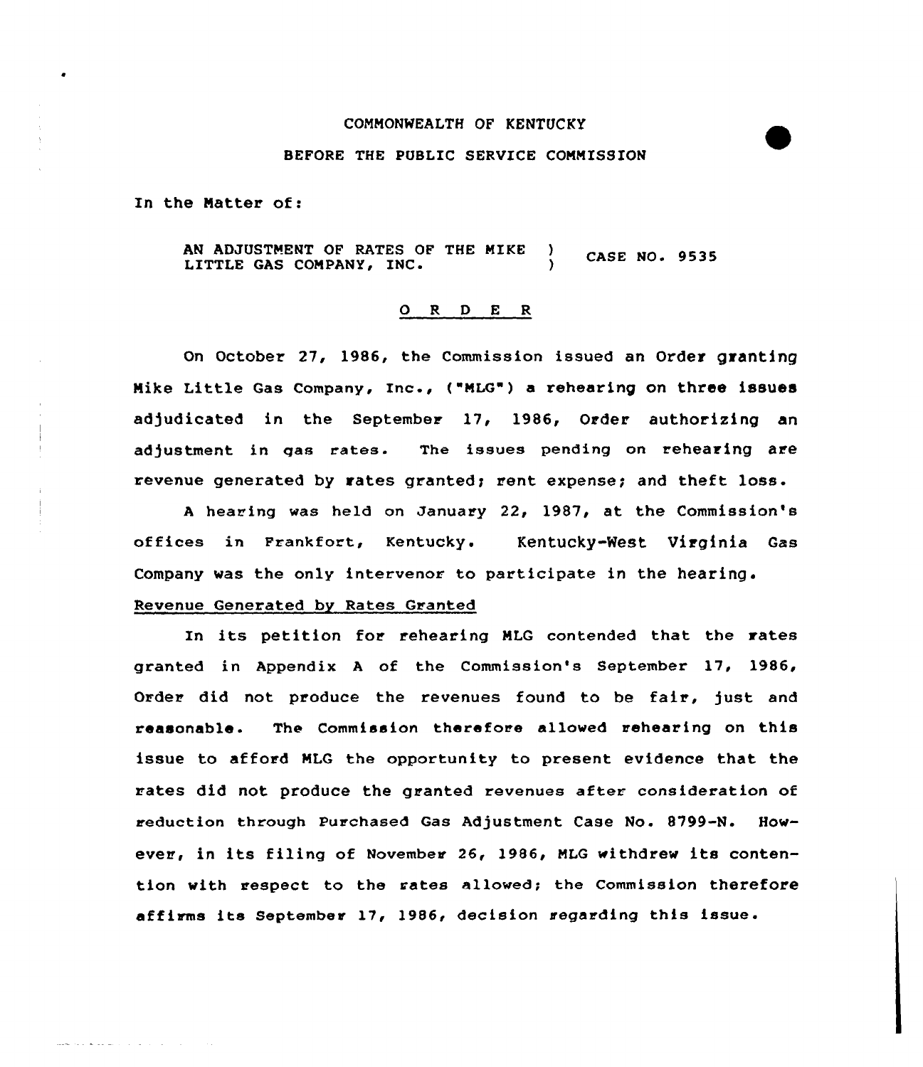COMMONWEALTH OF KENTUCKY

BEFORE THE PUBLIC SERVICE COMMISSION

In the Matter of:

AN ADJUSTMENT OF RATES OF THE MIKE LITTLE GAS COMPANY, INC. ) CASE NO. 9535

O R D E R

On October 27, 1986, the Commission issued an Order granting Mike Little Gas Company, Inc., ("MLG") a rehearing on three issues adjudicated in the September 17, 1986, Order authorizing an adjustment in gas rates. The issues pending on rehearing are revenue generated by rates granted; rent expense; and theft loss.

A hearing was held on January 22, 1987, at the Commission's offices in Frankfort, Kentucky. Kentucky-West Virginia Gas Company was the only intervenor to participate in the hearing.

Revenue Generated by Rates Granted

In its petition for rehearing MLG contended that the rates granted in Appendix A of the Commission's September 17, 1986, Order did not produce the revenues found to be fair, just and reasonable. The Commission therefore allowed rehearing on this issue to afford MLG the opportunity to present evidence that the rates did not produce the granted revenues after consideration of reduction through Purchased Gas Adjustment Case No. 8799-N. However, in its filing of November 26, 1986, MLG withdrew its contention with respect to the rates allowed; the Commission therefore affirms its September 17, 1986, decision regarding this issue.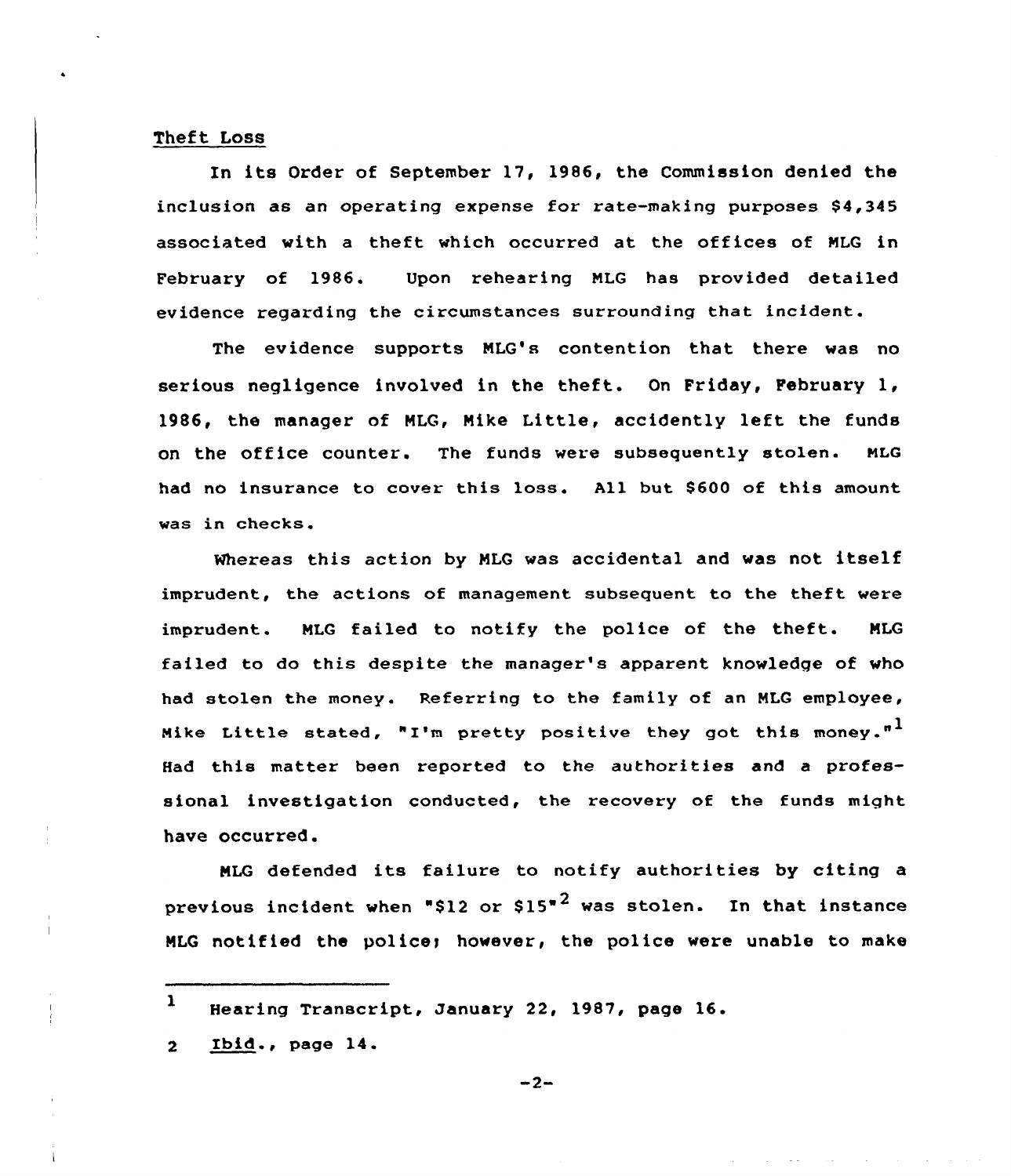Theft Loss

In its Order of September 17, 1986, the Commission denied the inclusion as an operating expense for rate-making purposes $4,345 associated with a theft which occurred at the offices of MLG in February of 1986. Upon rehearing MLG has provided detailed evidence regarding the circumstances surrounding that incident.

The evidence supports MLG's contention that there was no serious negligence involved in the theft. On Friday, February 1, 1986, the manager of MLG, Mike Little, accidently left the funds on the office counter. The funds were subsequently stolen. MLG had no insurance to cover this loss. All but $600 of this amount was in checks.

Whereas this action by MLG was accidental and was not itself imprudent, the actions of management subsequent to the theft were imprudent. MLG failed to notify the police of the theft. MLG failed to do this despite the manager's apparent knowledge of who had stolen the money. Referring to the family of an MLG employee, Mike Little stated, "I'm pretty positive they got this money."[1] Had this matter been reported to the authorities and a professional investigation conducted, the recovery of the funds might have occurred.

MLG defended its failure to notify authorities by citing a previous incident when "$12 or $15"[2] was stolen. In that instance MLG notified the police; however, the police were unable to make

---

[1] Hearing Transcript, January 22, 1987, page 16.

[2] Ibid., page 14.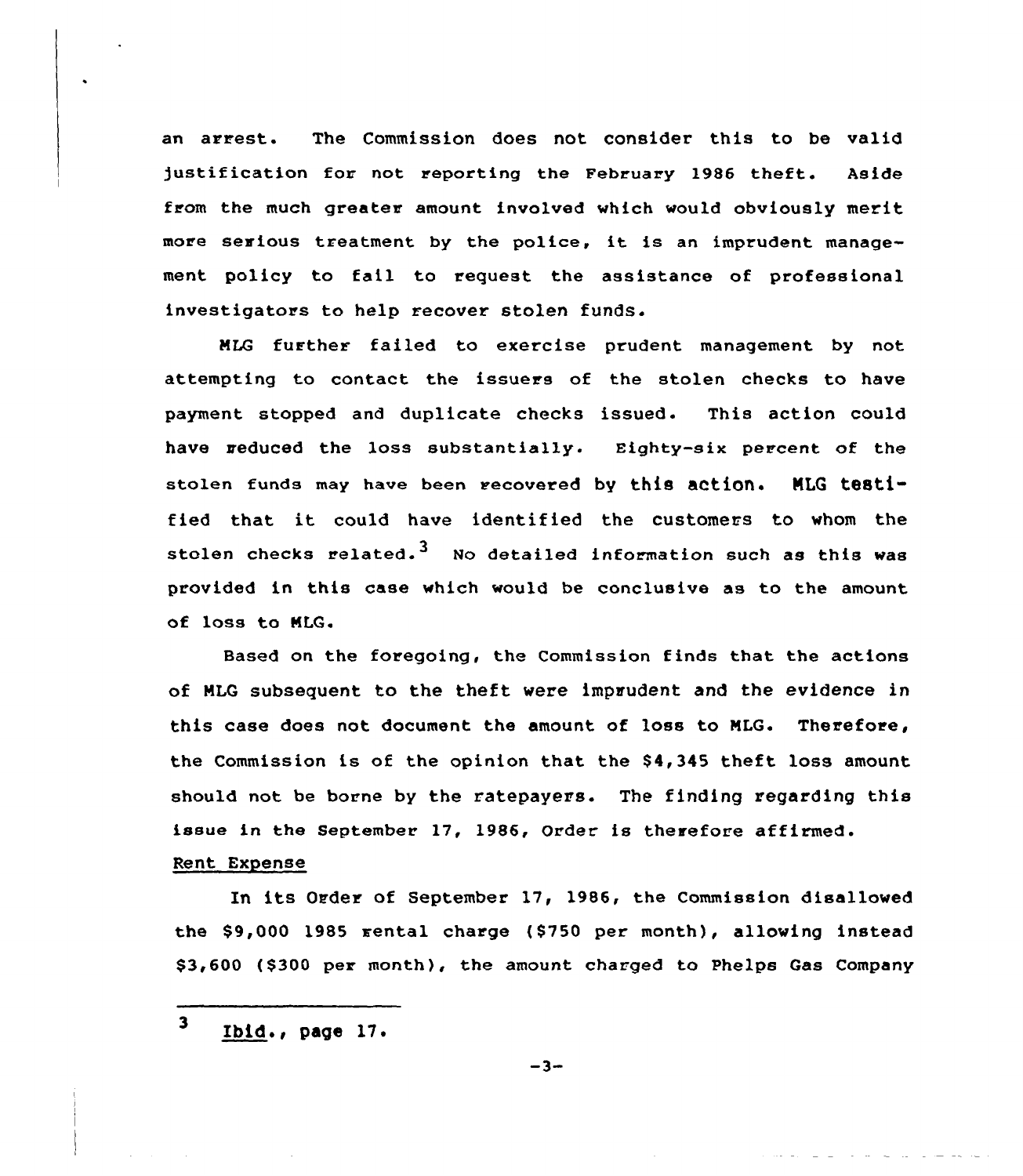an arrest. The Commission does not consider this to be valid justification for not reporting the February 1986 theft. Aside from the much greater amount involved which would obviously merit more serious treatment by the police, it is an imprudent management policy to fail to request the assistance of professional investigators to help recover stolen funds.

MLG further failed to exercise prudent management by not attempting to contact the issuers of the stolen checks to have payment stopped and duplicate checks issued. This action could have reduced the loss substantially. Eighty-six percent of the stolen funds may have been recovered by this action. MLG testified that it could have identified the customers to whom the stolen checks related.[3] No detailed information such as this was provided in this case which would be conclusive as to the amount of loss to MLG.

Based on the foregoing, the Commission finds that the actions of MLG subsequent to the theft were imprudent and the evidence in this case does not document the amount of loss to MLG. Therefore, the Commission is of the opinion that the $4,345 theft loss amount should not be borne by the ratepayers. The finding regarding this issue in the September 17, 1986, Order is therefore affirmed.

## Rent Expense

In its Order of September 17, 1986, the Commission disallowed the $9,000 1985 rental charge ($750 per month), allowing instead $3,600 ($300 per month), the amount charged to Phelps Gas Company

---

[3] *Ibid.*, page 17.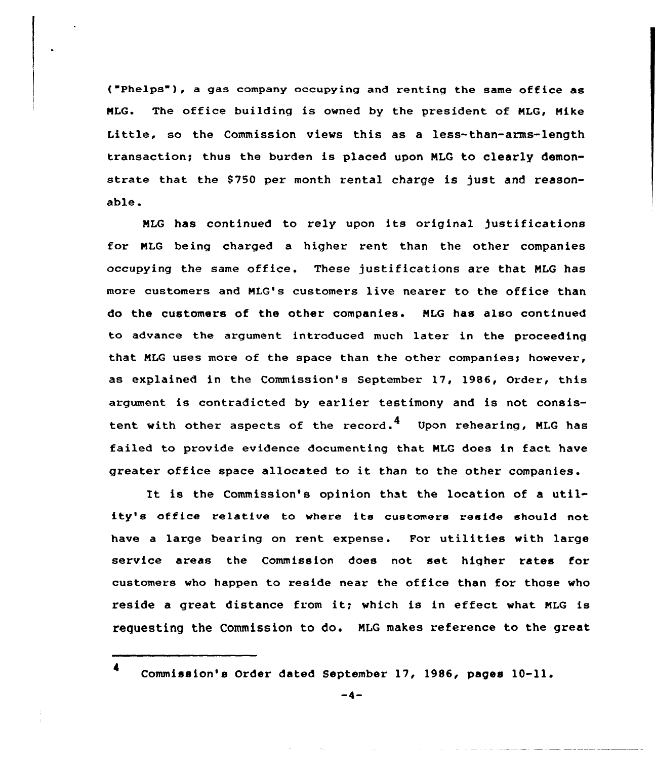("Phelps"), a gas company occupying and renting the same office as MLG. The office building is owned by the president of MLG, Mike Little, so the Commission views this as a less-than-arms-length transaction; thus the burden is placed upon MLG to clearly demonstrate that the $750 per month rental charge is just and reasonable.

MLG has continued to rely upon its original justifications for MLG being charged a higher rent than the other companies occupying the same office. These justifications are that MLG has more customers and MLG's customers live nearer to the office than do the customers of the other companies. MLG has also continued to advance the argument introduced much later in the proceeding that MLG uses more of the space than the other companies; however, as explained in the Commission's September 17, 1986, Order, this argument is contradicted by earlier testimony and is not consistent with other aspects of the record.[4] Upon rehearing, MLG has failed to provide evidence documenting that MLG does in fact have greater office space allocated to it than to the other companies.

It is the Commission's opinion that the location of a utility's office relative to where its customers reside should not have a large bearing on rent expense. For utilities with large service areas the Commission does not set higher rates for customers who happen to reside near the office than for those who reside a great distance from it; which is in effect what MLG is requesting the Commission to do. MLG makes reference to the great

---

[4] Commission's Order dated September 17, 1986, pages 10-11.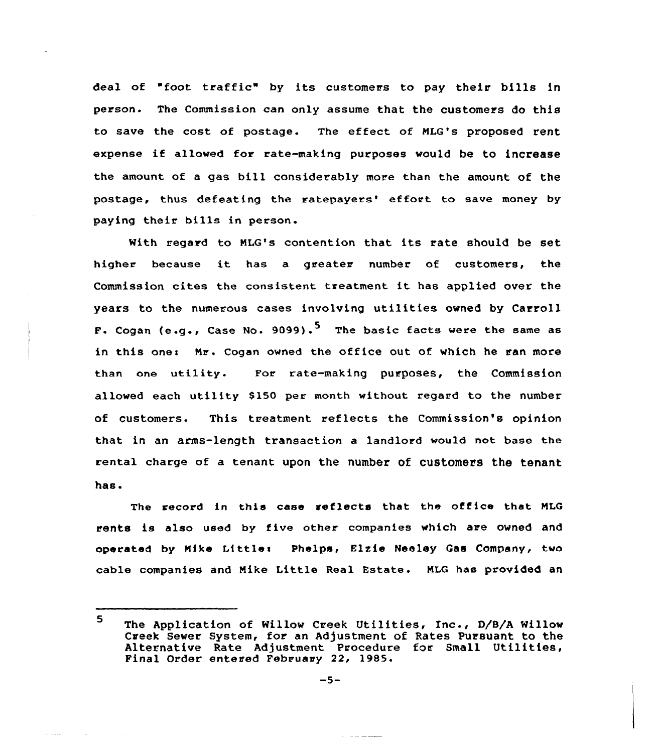deal of "foot traffic" by its customers to pay their bills in person. The Commission can only assume that the customers do this to save the cost of postage. The effect of MLG's proposed rent expense if allowed for rate-making purposes would be to increase the amount of a gas bill considerably more than the amount of the postage, thus defeating the ratepayers' effort to save money by paying their bills in person.

With regard to MLG's contention that its rate should be set higher because it has a greater number of customers, the Commission cites the consistent treatment it has applied over the years to the numerous cases involving utilities owned by Carroll F. Cogan (e.g., Case No. 9099).[5] The basic facts were the same as in this one: Mr. Cogan owned the office out of which he ran more than one utility. For rate-making purposes, the Commission allowed each utility $150 per month without regard to the number of customers. This treatment reflects the Commission's opinion that in an arms-length transaction a landlord would not base the rental charge of a tenant upon the number of customers the tenant has.

The record in this case reflects that the office that MLG rents is also used by five other companies which are owned and operated by Mike Little: Phelps, Elzie Neeley Gas Company, two cable companies and Mike Little Real Estate. MLG has provided an

---

5 The Application of Willow Creek Utilities, Inc., D/B/A Willow Creek Sewer System, for an Adjustment of Rates Pursuant to the Alternative Rate Adjustment Procedure for Small Utilities, Final Order entered February 22, 1985.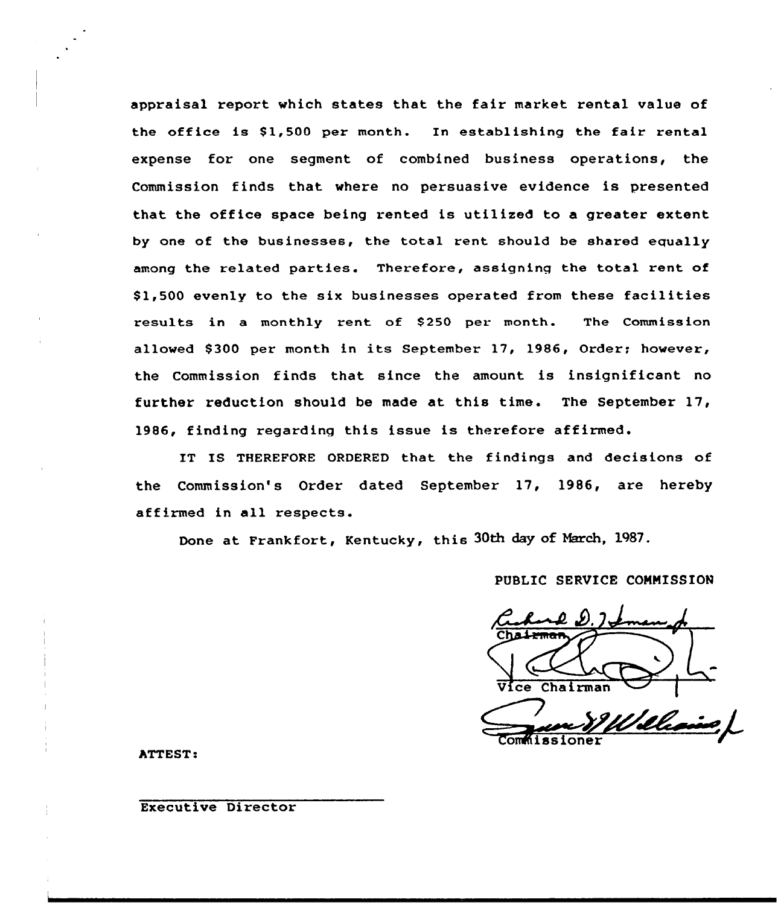appraisal report which states that the fair market rental value of the office is $1,500 per month. In establishing the fair rental expense for one segment of combined business operations, the Commission finds that where no persuasive evidence is presented that the office space being rented is utilized to a greater extent by one of the businesses, the total rent should be shared equally among the related parties. Therefore, assigning the total rent of $1,500 evenly to the six businesses operated from these facilities results in a monthly rent of $250 per month. The Commission allowed $300 per month in its September 17, 1986, Order; however, the Commission finds that since the amount is insignificant no further reduction should be made at this time. The September 17, 1986, finding regarding this issue is therefore affirmed.

IT IS THEREFORE ORDERED that the findings and decisions of the Commission's Order dated September 17, 1986, are hereby affirmed in all respects.

Done at Frankfort, Kentucky, this 30th day of March, 1987.

PUBLIC SERVICE COMMISSION

Chairman

Vice Chairman

Commissioner

ATTEST:

Executive Director